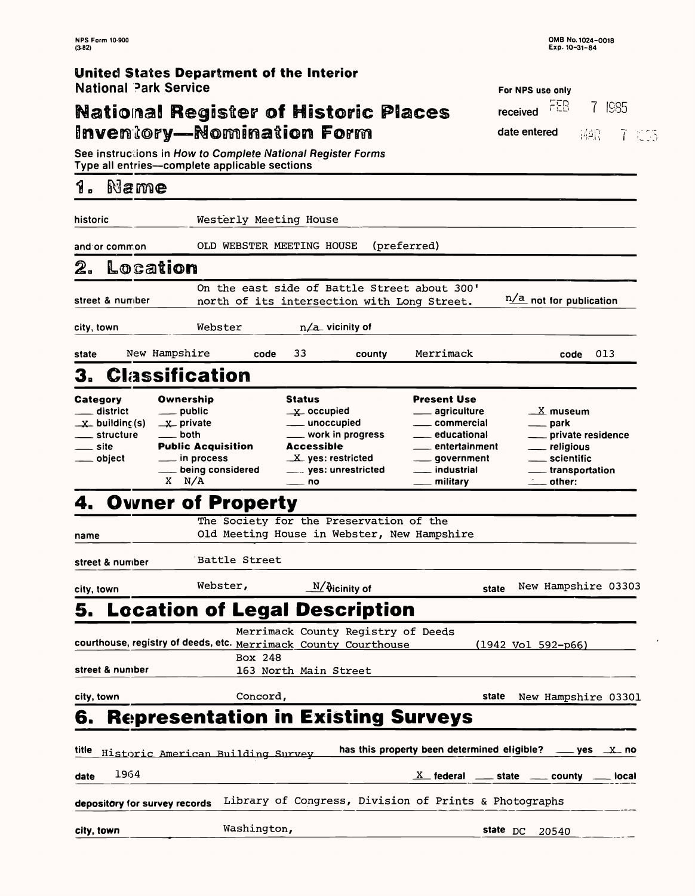NPS Form 10-900
(3-82)

OMB No. 1024-0018
Exp. 10-31-84

**United States Department of the Interior**
National Park Service

# National Register of Historic Places Inventory—Nomination Form

For NPS use only

received FEB 7 1985

date entered MAR 7 1985

See instructions in *How to Complete National Register Forms*
Type all entries—complete applicable sections

## 1. Name

historic: Westerly Meeting House

and/or common: OLD WEBSTER MEETING HOUSE (preferred)

## 2. Location

street & number: On the east side of Battle Street about 300' north of its intersection with Long Street. n/a not for publication

city, town: Webster n/a vicinity of

state: New Hampshire code 33 county Merrimack code 013

## 3. Classification

| Category | Ownership | Status | Present Use | |
|---|---|---|---|---|
| ___ district | ___ public | _x_ occupied | ___ agriculture | _X_ museum |
| _x_ building(s) | _x_ private | ___ unoccupied | ___ commercial | ___ park |
| ___ structure | ___ both | ___ work in progress | ___ educational | ___ private residence |
| ___ site | **Public Acquisition** | **Accessible** | ___ entertainment | ___ religious |
| ___ object | ___ in process | _X_ yes: restricted | ___ government | ___ scientific |
| | ___ being considered | ___ yes: unrestricted | ___ industrial | ___ transportation |
| | X N/A | ___ no | ___ military | ___ other: |

## 4. Owner of Property

name: The Society for the Preservation of the Old Meeting House in Webster, New Hampshire

street & number: Battle Street

city, town: Webster, N/A vicinity of state New Hampshire 03303

## 5. Location of Legal Description

courthouse, registry of deeds, etc.: Merrimack County Registry of Deeds, Merrimack County Courthouse (1942 Vol 592-p66)

street & number: Box 248, 163 North Main Street

city, town: Concord, state New Hampshire 03301

## 6. Representation in Existing Surveys

title: Historic American Building Survey has this property been determined eligible? ___ yes _X_ no

date: 1964 _X_ federal ___ state ___ county ___ local

depository for survey records: Library of Congress, Division of Prints & Photographs

city, town: Washington, state DC 20540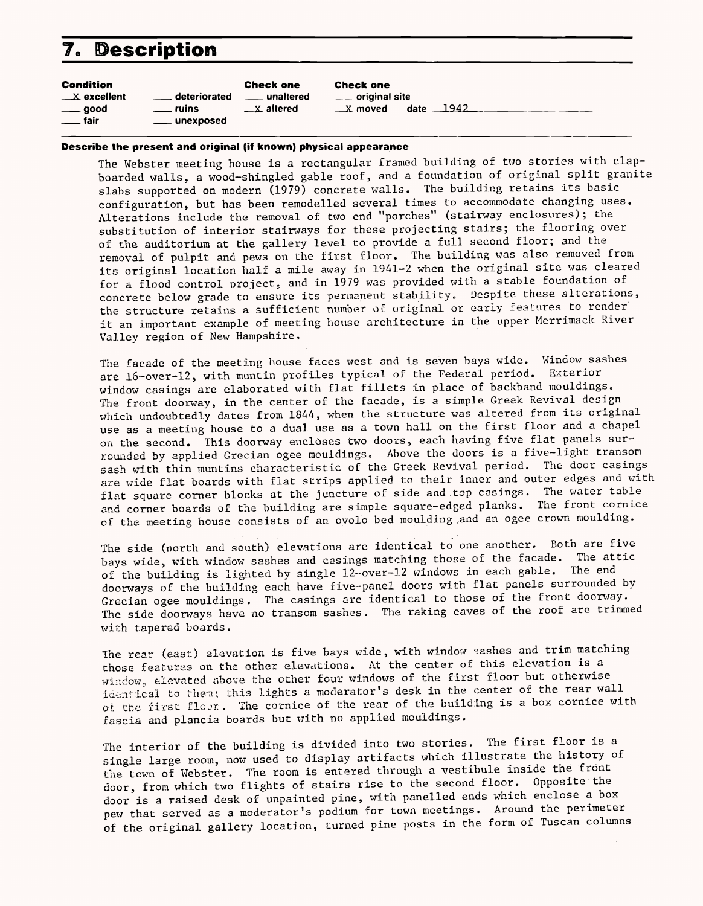# 7. Description

| **Condition** | | **Check one** | **Check one** |
|---|---|---|---|
| X excellent | ___ deteriorated | ___ unaltered | ___ original site |
| ___ good | ___ ruins | X altered | X moved date 1942 |
| ___ fair | ___ unexposed | | |

**Describe the present and original (if known) physical appearance**

The Webster meeting house is a rectangular framed building of two stories with clapboarded walls, a wood-shingled gable roof, and a foundation of original split granite slabs supported on modern (1979) concrete walls. The building retains its basic configuration, but has been remodelled several times to accommodate changing uses. Alterations include the removal of two end "porches" (stairway enclosures); the substitution of interior stairways for these projecting stairs; the flooring over of the auditorium at the gallery level to provide a full second floor; and the removal of pulpit and pews on the first floor. The building was also removed from its original location half a mile away in 1941-2 when the original site was cleared for a flood control project, and in 1979 was provided with a stable foundation of concrete below grade to ensure its permanent stability. Despite these alterations, the structure retains a sufficient number of original or early features to render it an important example of meeting house architecture in the upper Merrimack River Valley region of New Hampshire.

The facade of the meeting house faces west and is seven bays wide. Window sashes are 16-over-12, with muntin profiles typical of the Federal period. Exterior window casings are elaborated with flat fillets in place of backband mouldings. The front doorway, in the center of the facade, is a simple Greek Revival design which undoubtedly dates from 1844, when the structure was altered from its original use as a meeting house to a dual use as a town hall on the first floor and a chapel on the second. This doorway encloses two doors, each having five flat panels surrounded by applied Grecian ogee mouldings. Above the doors is a five-light transom sash with thin muntins characteristic of the Greek Revival period. The door casings are wide flat boards with flat strips applied to their inner and outer edges and with flat square corner blocks at the juncture of side and top casings. The water table and corner boards of the building are simple square-edged planks. The front cornice of the meeting house consists of an ovolo bed moulding and an ogee crown moulding.

The side (north and south) elevations are identical to one another. Both are five bays wide, with window sashes and casings matching those of the facade. The attic of the building is lighted by single 12-over-12 windows in each gable. The end doorways of the building each have five-panel doors with flat panels surrounded by Grecian ogee mouldings. The casings are identical to those of the front doorway. The side doorways have no transom sashes. The raking eaves of the roof are trimmed with tapered boards.

The rear (east) elevation is five bays wide, with window sashes and trim matching those features on the other elevations. At the center of this elevation is a window, elevated above the other four windows of the first floor but otherwise identical to them; this lights a moderator's desk in the center of the rear wall of the first floor. The cornice of the rear of the building is a box cornice with fascia and plancia boards but with no applied mouldings.

The interior of the building is divided into two stories. The first floor is a single large room, now used to display artifacts which illustrate the history of the town of Webster. The room is entered through a vestibule inside the front door, from which two flights of stairs rise to the second floor. Opposite the door is a raised desk of unpainted pine, with panelled ends which enclose a box pew that served as a moderator's podium for town meetings. Around the perimeter of the original gallery location, turned pine posts in the form of Tuscan columns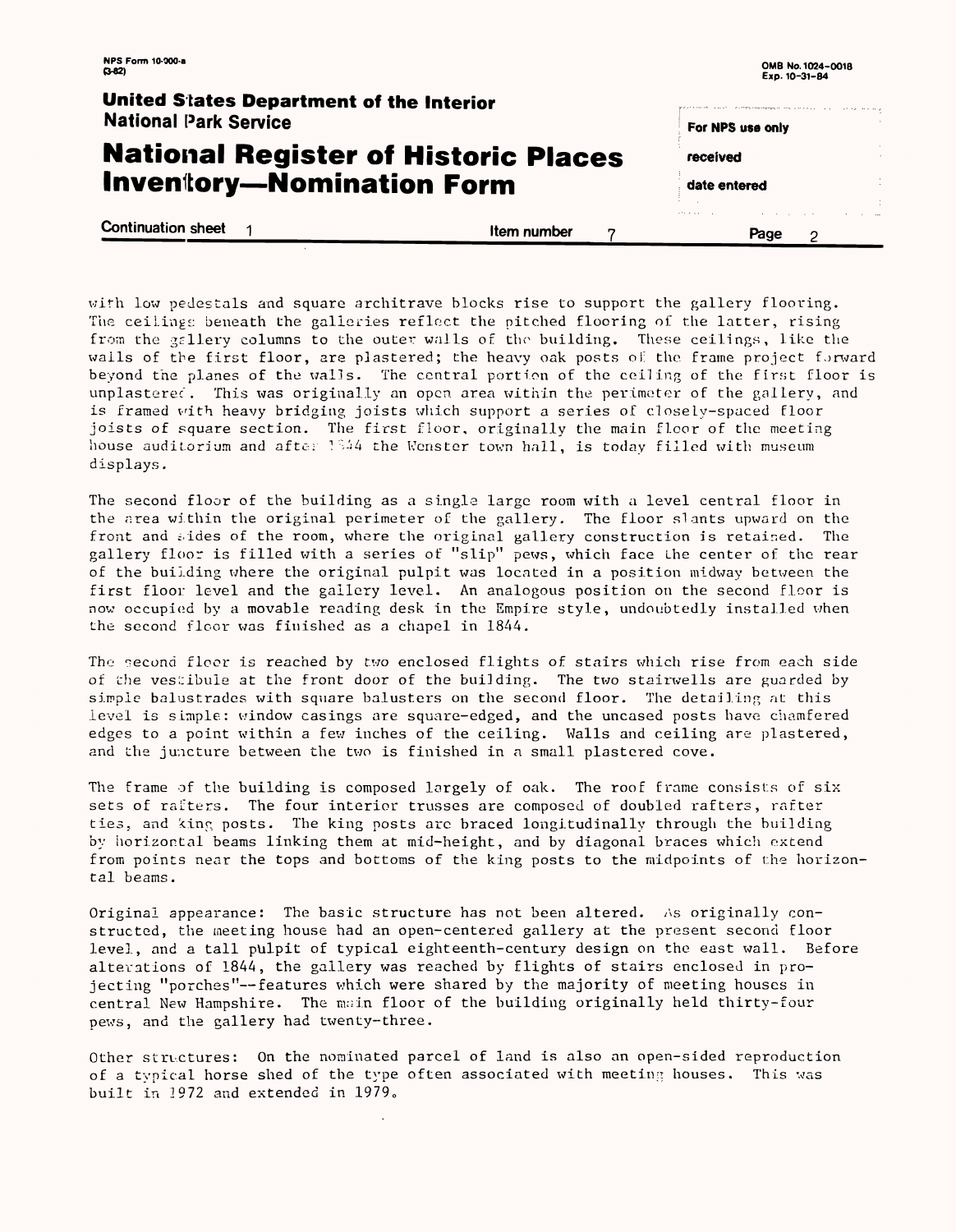with low pedestals and square architrave blocks rise to support the gallery flooring. The ceilings beneath the galleries reflect the pitched flooring of the latter, rising from the gallery columns to the outer walls of the building. These ceilings, like the walls of the first floor, are plastered; the heavy oak posts of the frame project forward beyond the planes of the walls. The central portion of the ceiling of the first floor is unplastered. This was originally an open area within the perimeter of the gallery, and is framed with heavy bridging joists which support a series of closely-spaced floor joists of square section. The first floor, originally the main floor of the meeting house auditorium and after 1844 the Webster town hall, is today filled with museum displays.

The second floor of the building as a single large room with a level central floor in the area within the original perimeter of the gallery. The floor slants upward on the front and sides of the room, where the original gallery construction is retained. The gallery floor is filled with a series of "slip" pews, which face the center of the rear of the building where the original pulpit was located in a position midway between the first floor level and the gallery level. An analogous position on the second floor is now occupied by a movable reading desk in the Empire style, undoubtedly installed when the second floor was finished as a chapel in 1844.

The second floor is reached by two enclosed flights of stairs which rise from each side of the vestibule at the front door of the building. The two stairwells are guarded by simple balustrades with square balusters on the second floor. The detailing at this level is simple: window casings are square-edged, and the uncased posts have chamfered edges to a point within a few inches of the ceiling. Walls and ceiling are plastered, and the juncture between the two is finished in a small plastered cove.

The frame of the building is composed largely of oak. The roof frame consists of six sets of rafters. The four interior trusses are composed of doubled rafters, rafter ties, and king posts. The king posts are braced longitudinally through the building by horizontal beams linking them at mid-height, and by diagonal braces which extend from points near the tops and bottoms of the king posts to the midpoints of the horizontal beams.

Original appearance: The basic structure has not been altered. As originally constructed, the meeting house had an open-centered gallery at the present second floor level, and a tall pulpit of typical eighteenth-century design on the east wall. Before alterations of 1844, the gallery was reached by flights of stairs enclosed in projecting "porches"--features which were shared by the majority of meeting houses in central New Hampshire. The main floor of the building originally held thirty-four pews, and the gallery had twenty-three.

Other structures: On the nominated parcel of land is also an open-sided reproduction of a typical horse shed of the type often associated with meeting houses. This was built in 1972 and extended in 1979.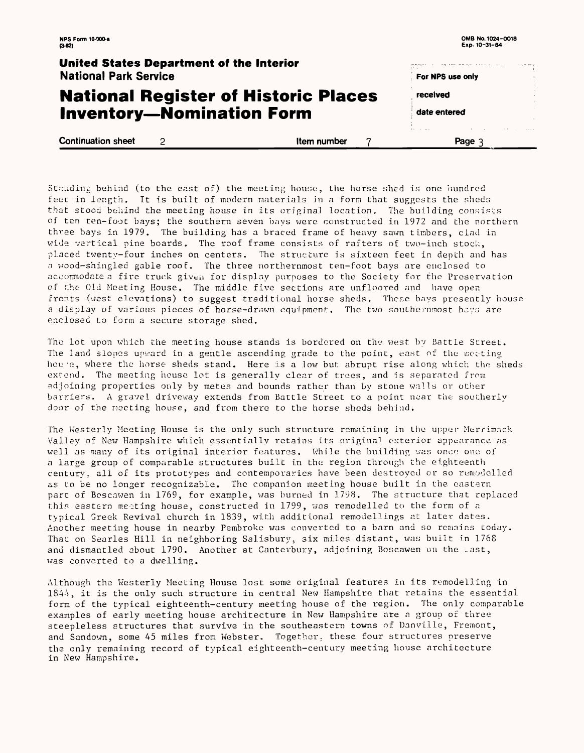Standing behind (to the east of) the meeting house, the horse shed is one hundred feet in length. It is built of modern materials in a form that suggests the sheds that stood behind the meeting house in its original location. The building consists of ten ten-foot bays; the southern seven bays were constructed in 1972 and the northern three bays in 1979. The building has a braced frame of heavy sawn timbers, clad in wide vertical pine boards. The roof frame consists of rafters of two-inch stock, placed twenty-four inches on centers. The structure is sixteen feet in depth and has a wood-shingled gable roof. The three northernmost ten-foot bays are enclosed to accommodate a fire truck given for display purposes to the Society for the Preservation of the Old Meeting House. The middle five sections are unfloored and have open fronts (west elevations) to suggest traditional horse sheds. These bays presently house a display of various pieces of horse-drawn equipment. The two southernmost bays are enclosed to form a secure storage shed.

The lot upon which the meeting house stands is bordered on the west by Battle Street. The land slopes upward in a gentle ascending grade to the point, east of the meeting house, where the horse sheds stand. Here is a low but abrupt rise along which the sheds extend. The meeting house lot is generally clear of trees, and is separated from adjoining properties only by metes and bounds rather than by stone walls or other barriers. A gravel driveway extends from Battle Street to a point near the southerly door of the meeting house, and from there to the horse sheds behind.

The Westerly Meeting House is the only such structure remaining in the upper Merrimack Valley of New Hampshire which essentially retains its original exterior appearance as well as many of its original interior features. While the building was once one of a large group of comparable structures built in the region through the eighteenth century, all of its prototypes and contemporaries have been destroyed or so remodelled as to be no longer recognizable. The companion meeting house built in the eastern part of Boscawen in 1769, for example, was burned in 1798. The structure that replaced this eastern meeting house, constructed in 1799, was remodelled to the form of a typical Greek Revival church in 1839, with additional remodellings at later dates. Another meeting house in nearby Pembroke was converted to a barn and so remains today. That on Searles Hill in neighboring Salisbury, six miles distant, was built in 1768 and dismantled about 1790. Another at Canterbury, adjoining Boscawen on the east, was converted to a dwelling.

Although the Westerly Meeting House lost some original features in its remodelling in 1844, it is the only such structure in central New Hampshire that retains the essential form of the typical eighteenth-century meeting house of the region. The only comparable examples of early meeting house architecture in New Hampshire are a group of three steepleless structures that survive in the southeastern towns of Danville, Fremont, and Sandown, some 45 miles from Webster. Together, these four structures preserve the only remaining record of typical eighteenth-century meeting house architecture in New Hampshire.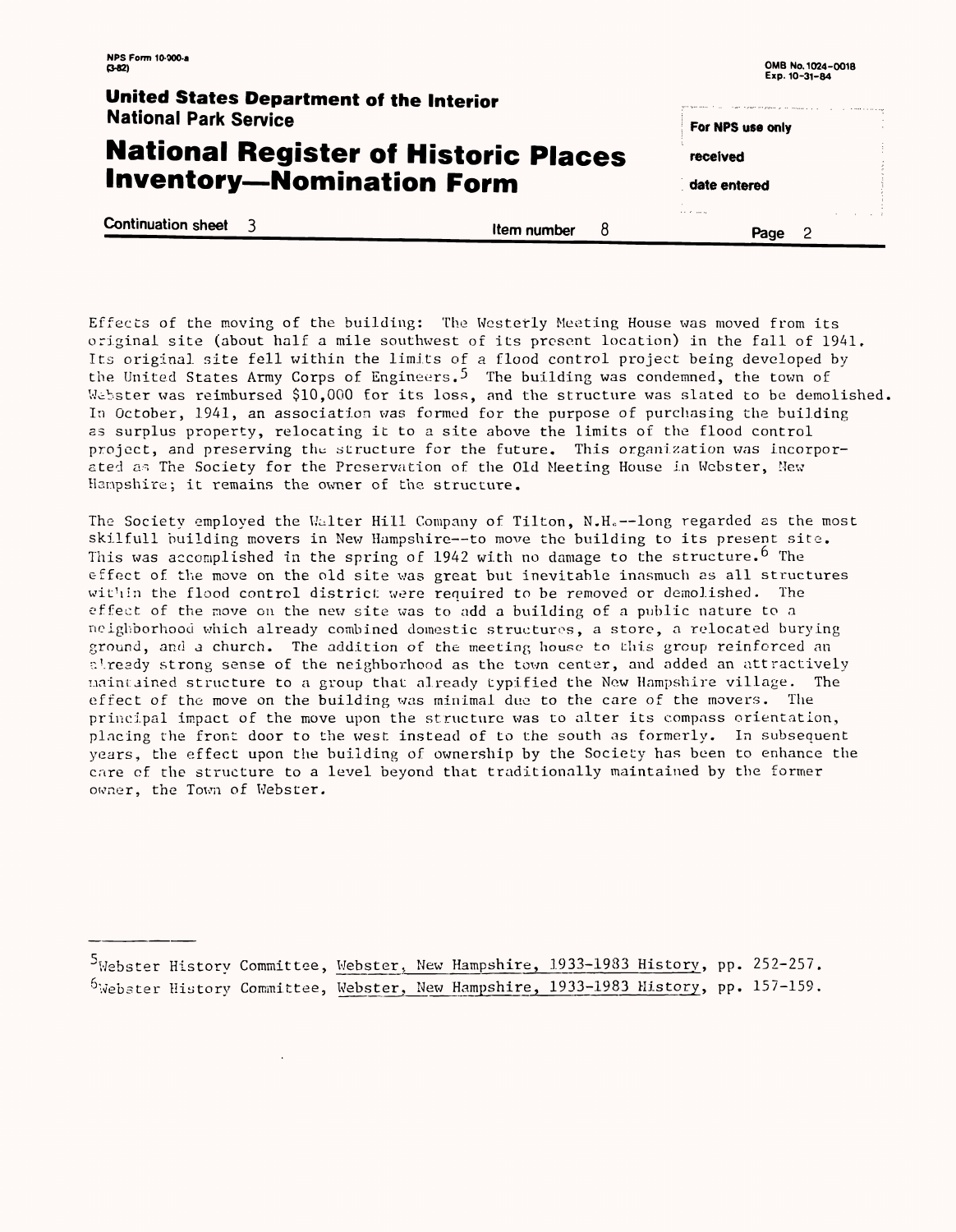Effects of the moving of the building: The Westerly Meeting House was moved from its original site (about half a mile southwest of its present location) in the fall of 1941. Its original site fell within the limits of a flood control project being developed by the United States Army Corps of Engineers.[5] The building was condemned, the town of Webster was reimbursed $10,000 for its loss, and the structure was slated to be demolished. In October, 1941, an association was formed for the purpose of purchasing the building as surplus property, relocating it to a site above the limits of the flood control project, and preserving the structure for the future. This organization was incorporated as The Society for the Preservation of the Old Meeting House in Webster, New Hampshire; it remains the owner of the structure.

The Society employed the Walter Hill Company of Tilton, N.H.--long regarded as the most skilfull building movers in New Hampshire--to move the building to its present site. This was accomplished in the spring of 1942 with no damage to the structure.[6] The effect of the move on the old site was great but inevitable inasmuch as all structures within the flood control district were required to be removed or demolished. The effect of the move on the new site was to add a building of a public nature to a neighborhood which already combined domestic structures, a store, a relocated burying ground, and a church. The addition of the meeting house to this group reinforced an already strong sense of the neighborhood as the town center, and added an attractively maintained structure to a group that already typified the New Hampshire village. The effect of the move on the building was minimal due to the care of the movers. The principal impact of the move upon the structure was to alter its compass orientation, placing the front door to the west instead of to the south as formerly. In subsequent years, the effect upon the building of ownership by the Society has been to enhance the care of the structure to a level beyond that traditionally maintained by the former owner, the Town of Webster.

---

[5] Webster History Committee, Webster, New Hampshire, 1933-1983 History, pp. 252-257.

[6] Webster History Committee, Webster, New Hampshire, 1933-1983 History, pp. 157-159.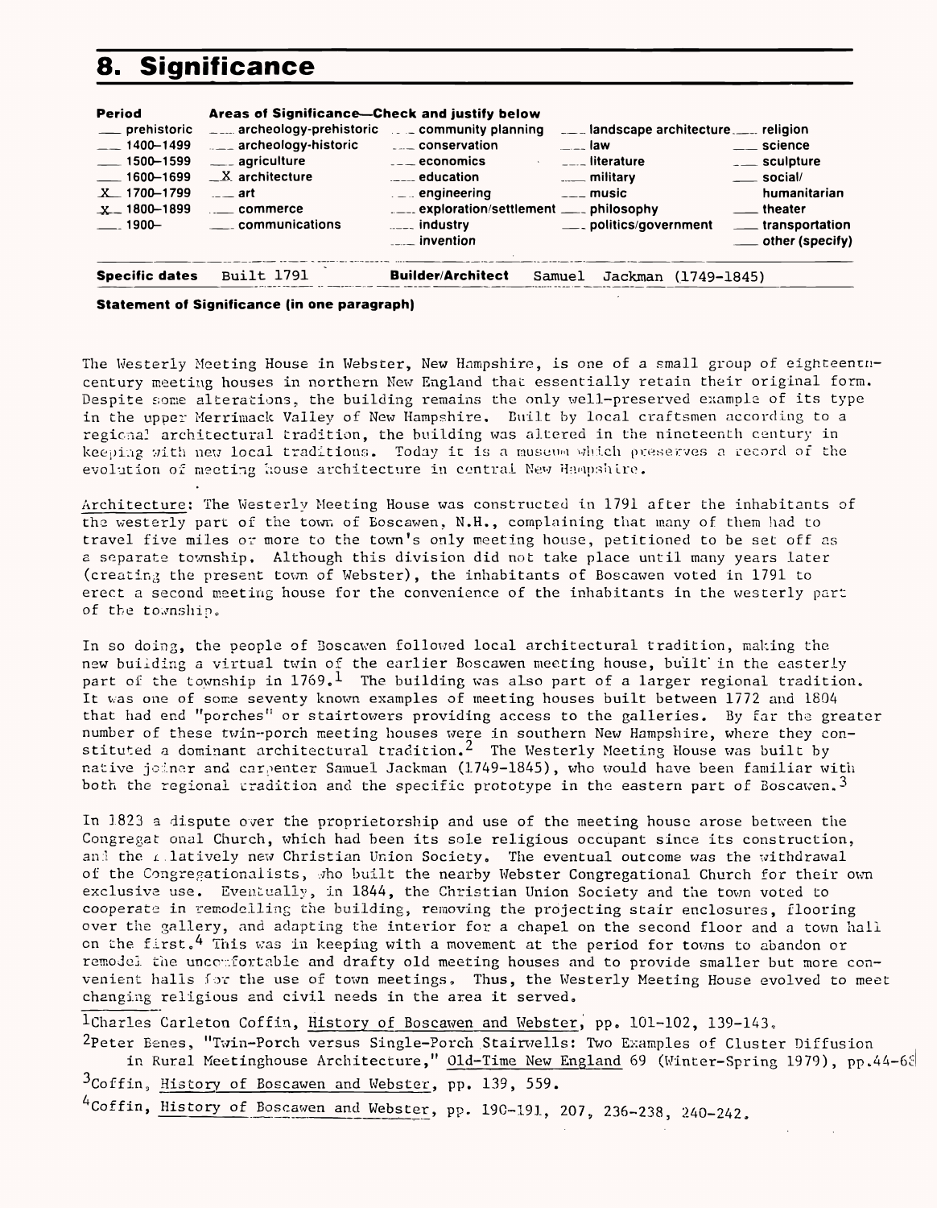# 8. Significance

| Period | Areas of Significance—Check and justify below | | | |
|---|---|---|---|---|
| ___ prehistoric | ___ archeology-prehistoric | ___ community planning | ___ landscape architecture | ___ religion |
| ___ 1400–1499 | ___ archeology-historic | ___ conservation | ___ law | ___ science |
| ___ 1500–1599 | ___ agriculture | ___ economics | ___ literature | ___ sculpture |
| ___ 1600–1699 | _X_ architecture | ___ education | ___ military | ___ social/ humanitarian |
| _X_ 1700–1799 | ___ art | ___ engineering | ___ music | ___ theater |
| _X_ 1800–1899 | ___ commerce | ___ exploration/settlement | ___ philosophy | ___ transportation |
| ___ 1900– | ___ communications | ___ industry | ___ politics/government | ___ other (specify) |
| | | ___ invention | | |

**Specific dates** Built 1791 **Builder/Architect** Samuel Jackman (1749-1845)

**Statement of Significance (in one paragraph)**

The Westerly Meeting House in Webster, New Hampshire, is one of a small group of eighteenth-century meeting houses in northern New England that essentially retain their original form. Despite some alterations, the building remains the only well-preserved example of its type in the upper Merrimack Valley of New Hampshire. Built by local craftsmen according to a regional architectural tradition, the building was altered in the nineteenth century in keeping with new local traditions. Today it is a museum which preserves a record of the evolution of meeting house architecture in central New Hampshire.

Architecture: The Westerly Meeting House was constructed in 1791 after the inhabitants of the westerly part of the town of Boscawen, N.H., complaining that many of them had to travel five miles or more to the town's only meeting house, petitioned to be set off as a separate township. Although this division did not take place until many years later (creating the present town of Webster), the inhabitants of Boscawen voted in 1791 to erect a second meeting house for the convenience of the inhabitants in the westerly part of the township.

In so doing, the people of Boscawen followed local architectural tradition, making the new building a virtual twin of the earlier Boscawen meeting house, built in the easterly part of the township in 1769.[1] The building was also part of a larger regional tradition. It was one of some seventy known examples of meeting houses built between 1772 and 1804 that had end "porches" or stairtowers providing access to the galleries. By far the greater number of these twin-porch meeting houses were in southern New Hampshire, where they constituted a dominant architectural tradition.[2] The Westerly Meeting House was built by native joiner and carpenter Samuel Jackman (1749-1845), who would have been familiar with both the regional tradition and the specific prototype in the eastern part of Boscawen.[3]

In 1823 a dispute over the proprietorship and use of the meeting house arose between the Congregational Church, which had been its sole religious occupant since its construction, and the relatively new Christian Union Society. The eventual outcome was the withdrawal of the Congregationalists, who built the nearby Webster Congregational Church for their own exclusive use. Eventually, in 1844, the Christian Union Society and the town voted to cooperate in remodelling the building, removing the projecting stair enclosures, flooring over the gallery, and adapting the interior for a chapel on the second floor and a town hall on the first.[4] This was in keeping with a movement at the period for towns to abandon or remodel the uncomfortable and drafty old meeting houses and to provide smaller but more convenient halls for the use of town meetings. Thus, the Westerly Meeting House evolved to meet changing religious and civil needs in the area it served.

[1]Charles Carleton Coffin, History of Boscawen and Webster, pp. 101-102, 139-143.

[2]Peter Benes, "Twin-Porch versus Single-Porch Stairwells: Two Examples of Cluster Diffusion in Rural Meetinghouse Architecture," Old-Time New England 69 (Winter-Spring 1979), pp.44-68

[3]Coffin, History of Boscawen and Webster, pp. 139, 559.

[4]Coffin, History of Boscawen and Webster, pp. 190-191, 207, 236-238, 240-242.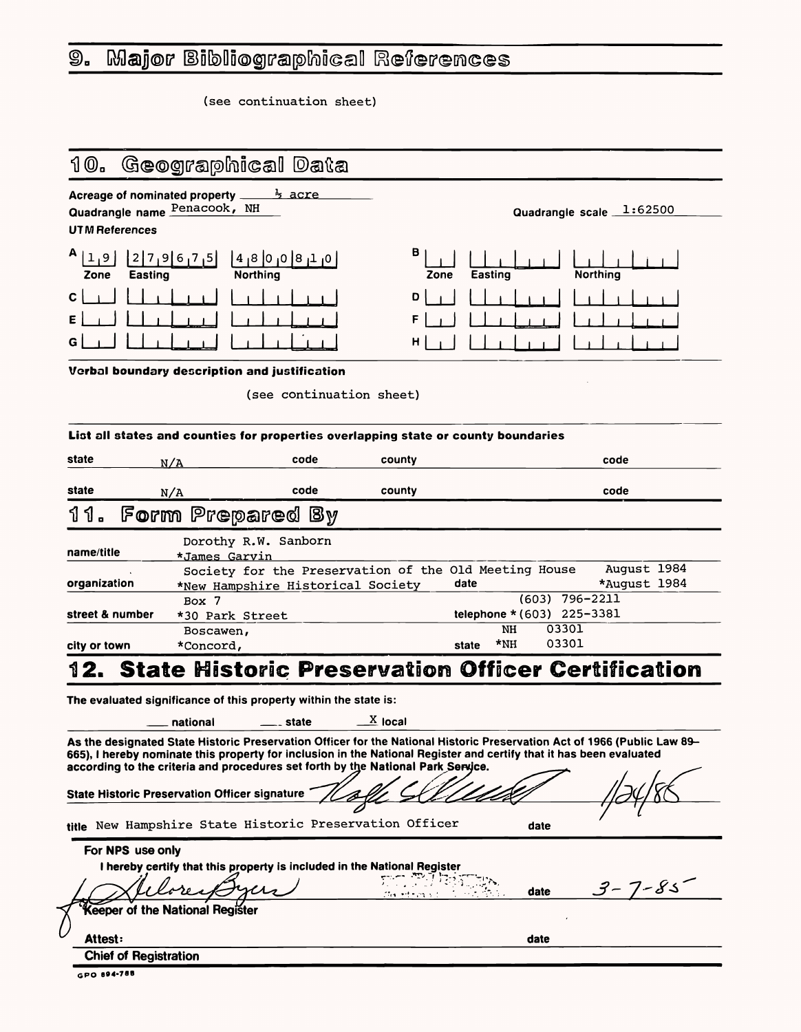## 9. Major Bibliographical References

(see continuation sheet)

## 10. Geographical Data

Acreage of nominated property ½ acre

Quadrangle name Penacook, NH

Quadrangle scale 1:62500

**UTM References**

| | Zone | Easting | Northing | | Zone | Easting | Northing |
|---|---|---|---|---|---|---|---|
| A | 19 | 279675 | 4800810 | B | | | |
| C | | | | D | | | |
| E | | | | F | | | |
| G | | | | H | | | |

**Verbal boundary description and justification**

(see continuation sheet)

**List all states and counties for properties overlapping state or county boundaries**

| state | | code | county | code |
|---|---|---|---|---|
| state | N/A | code | county | code |
| state | N/A | code | county | code |

## 11. Form Prepared By

| | | | |
|---|---|---|---|
| name/title | Dorothy R.W. Sanborn<br>*James Garvin | | |
| organization | Society for the Preservation of the Old Meeting House<br>*New Hampshire Historical Society | date | August 1984<br>*August 1984 |
| street & number | Box 7<br>*30 Park Street | telephone | (603) 796-2211<br>*(603) 225-3381 |
| city or town | Boscawen,<br>*Concord, | state | NH 03301<br>*NH 03301 |

## 12. State Historic Preservation Officer Certification

The evaluated significance of this property within the state is:

___ national ___ state X local

As the designated State Historic Preservation Officer for the National Historic Preservation Act of 1966 (Public Law 89-665), I hereby nominate this property for inclusion in the National Register and certify that it has been evaluated according to the criteria and procedures set forth by the National Park Service.

State Historic Preservation Officer signature [signature] 1/24/85

title New Hampshire State Historic Preservation Officer date

**For NPS use only**

I hereby certify that this property is included in the National Register

[signature: Delores Byers] date 3-7-85

Keeper of the National Register

Attest: date

Chief of Registration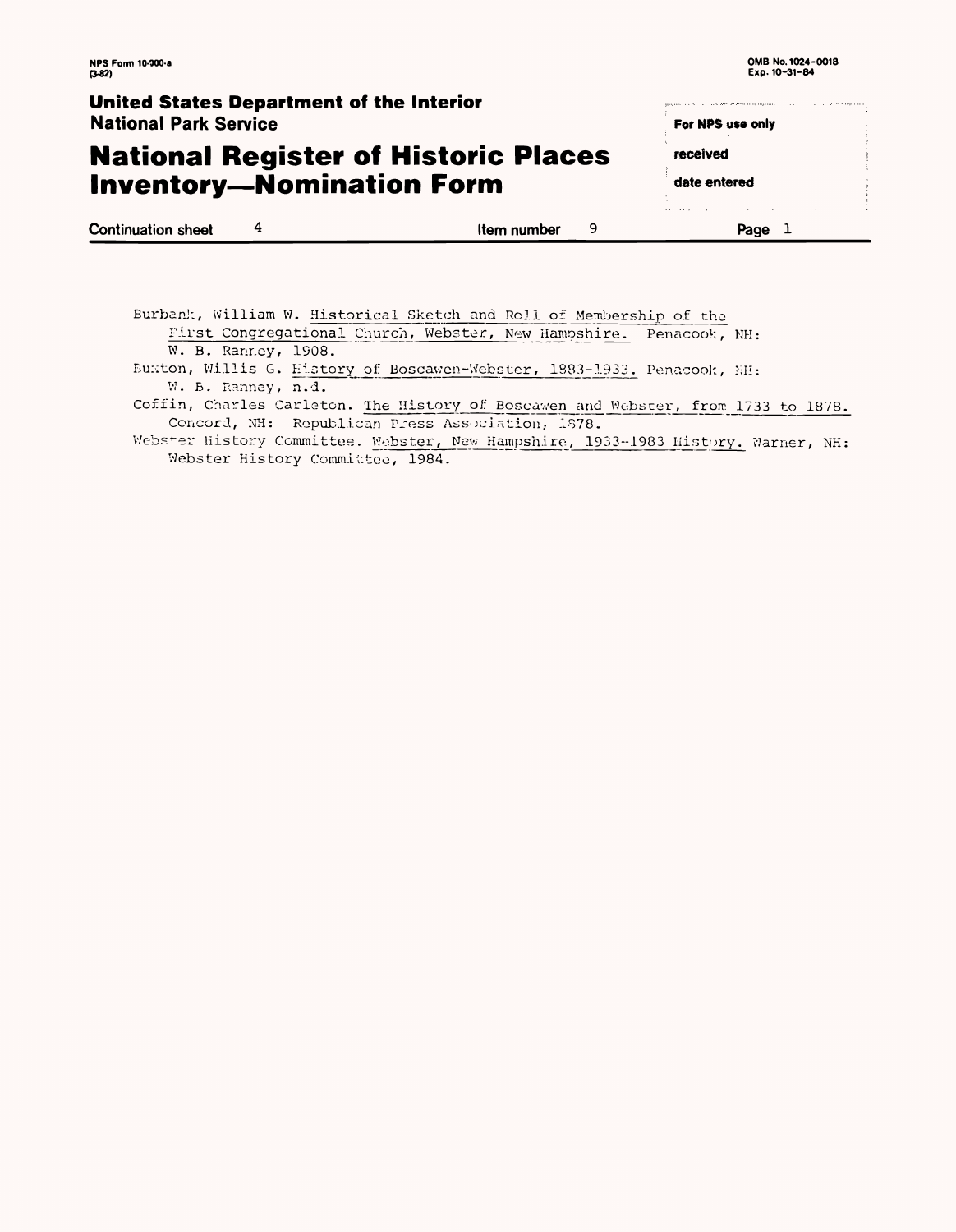**United States Department of the Interior**
**National Park Service**

# National Register of Historic Places Inventory—Nomination Form

For NPS use only

received

date entered

Continuation sheet 4 | Item number 9 | Page 1

Burbank, William W. Historical Sketch and Roll of Membership of the First Congregational Church, Webster, New Hampshire. Penacook, NH: W. B. Ranney, 1908.

Buxton, Willis G. History of Boscawen-Webster, 1883-1933. Penacook, NH: W. B. Ranney, n.d.

Coffin, Charles Carleton. The History of Boscawen and Webster, from 1733 to 1878. Concord, NH: Republican Press Association, 1878.

Webster History Committee. Webster, New Hampshire, 1933-1983 History. Warner, NH: Webster History Committee, 1984.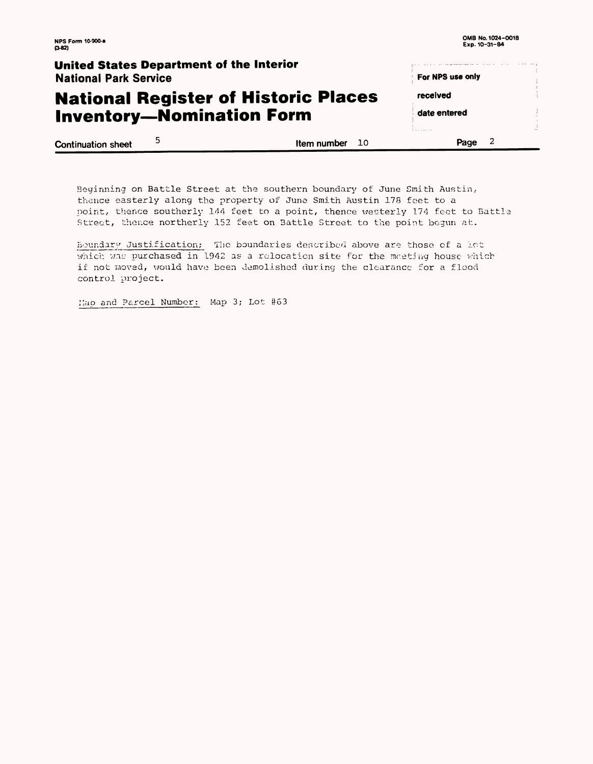Continuation sheet 5 | Item number 10 | Page 2

Beginning on Battle Street at the southern boundary of June Smith Austin, thence easterly along the property of June Smith Austin 178 feet to a point, thence southerly 144 feet to a point, thence westerly 174 feet to Battle Street, thence northerly 152 feet on Battle Street to the point begun at.

Boundary Justification; The boundaries described above are those of a lot which was purchased in 1942 as a relocation site for the meeting house which if not moved, would have been demolished during the clearance for a flood control project.

Map and Parcel Number: Map 3; Lot #63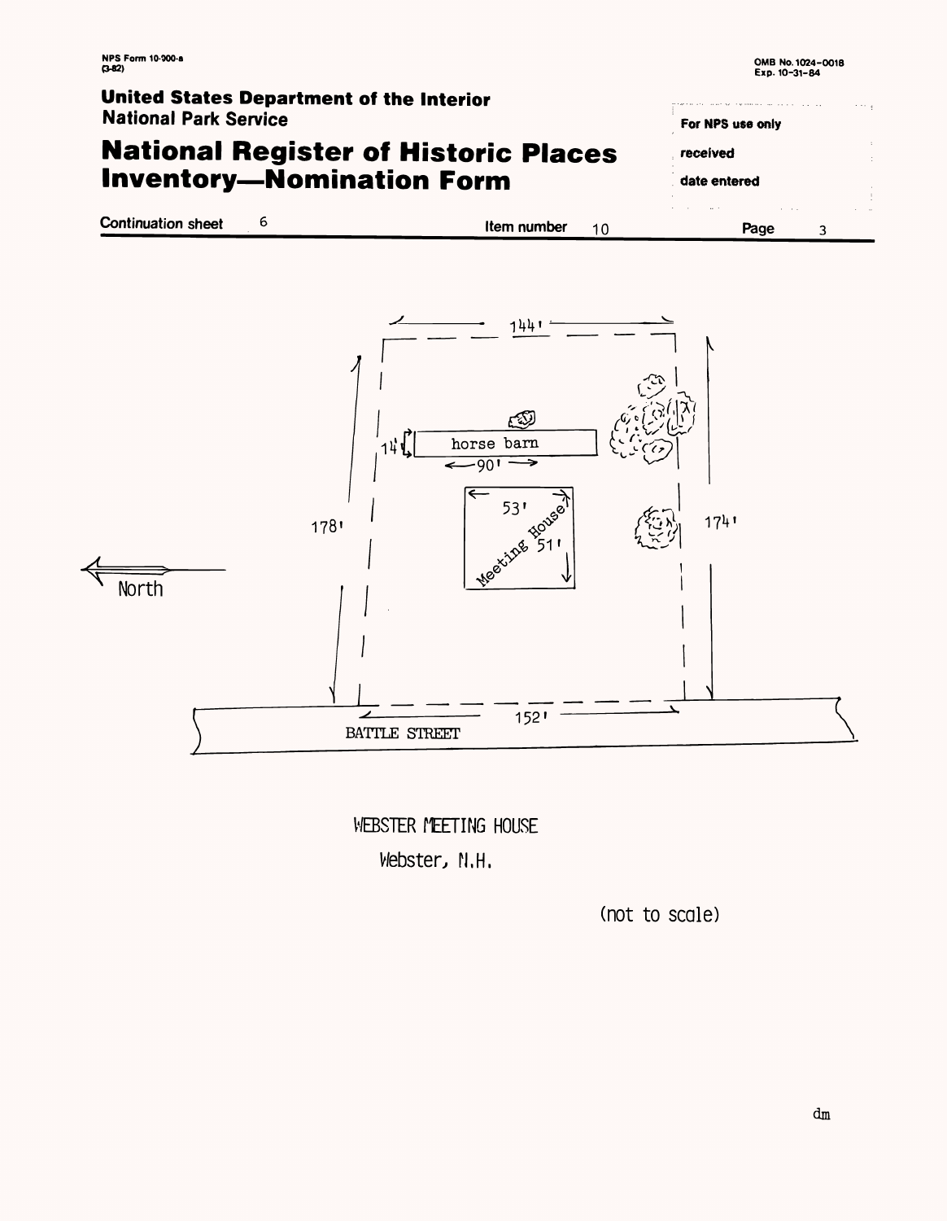NPS Form 10-900-a
(3-82)

OMB No. 1024-0018
Exp. 10-31-84

**United States Department of the Interior**
**National Park Service**

# National Register of Historic Places Inventory—Nomination Form

For NPS use only

received

date entered

Continuation sheet 6 Item number 10 Page 3

144'

horse barn

14'

90'

53'

Meeting House

51'

178'

174'

North

152'

BATTLE STREET

WEBSTER MEETING HOUSE

Webster, N.H.

(not to scale)

dm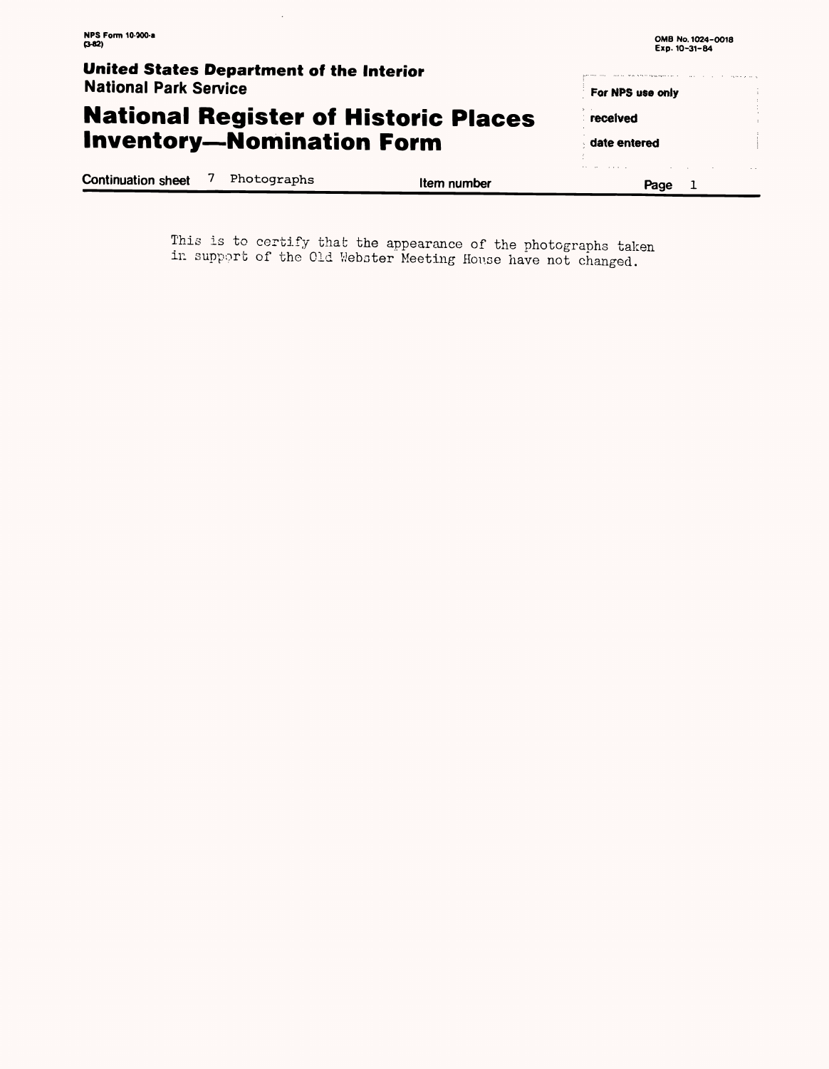NPS Form 10-900-a
(3-82)

OMB No. 1024-0018
Exp. 10-31-84

**United States Department of the Interior**
**National Park Service**

# National Register of Historic Places Inventory—Nomination Form

For NPS use only

received

date entered

Continuation sheet 7 Photographs | Item number | Page 1

This is to certify that the appearance of the photographs taken in support of the Old Webster Meeting House have not changed.